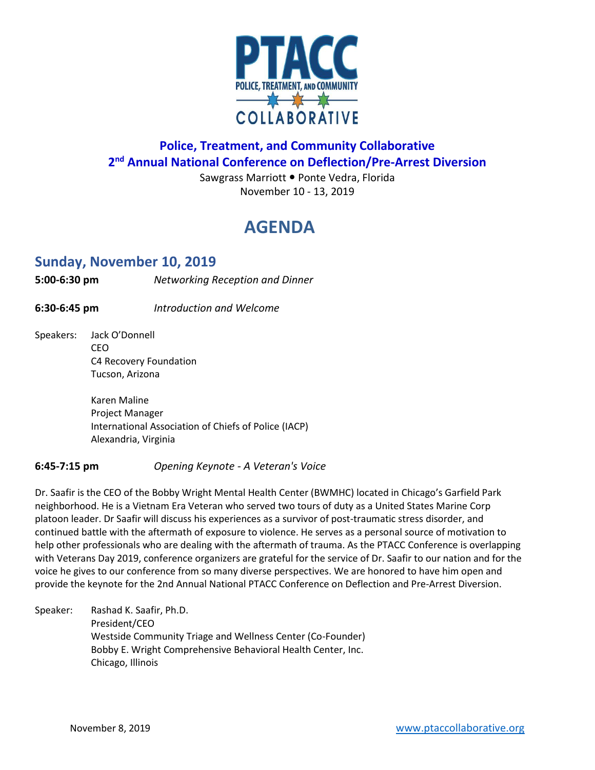PTACC
POLICE, TREATMENT, AND COMMUNITY
COLLABORATIVE

## Police, Treatment, and Community Collaborative
## 2nd Annual National Conference on Deflection/Pre-Arrest Diversion

Sawgrass Marriott • Ponte Vedra, Florida
November 10 - 13, 2019

# AGENDA

## Sunday, November 10, 2019

**5:00-6:30 pm** *Networking Reception and Dinner*

**6:30-6:45 pm** *Introduction and Welcome*

Speakers: Jack O'Donnell
CEO
C4 Recovery Foundation
Tucson, Arizona

Karen Maline
Project Manager
International Association of Chiefs of Police (IACP)
Alexandria, Virginia

**6:45-7:15 pm** *Opening Keynote - A Veteran's Voice*

Dr. Saafir is the CEO of the Bobby Wright Mental Health Center (BWMHC) located in Chicago's Garfield Park neighborhood. He is a Vietnam Era Veteran who served two tours of duty as a United States Marine Corp platoon leader. Dr Saafir will discuss his experiences as a survivor of post-traumatic stress disorder, and continued battle with the aftermath of exposure to violence. He serves as a personal source of motivation to help other professionals who are dealing with the aftermath of trauma. As the PTACC Conference is overlapping with Veterans Day 2019, conference organizers are grateful for the service of Dr. Saafir to our nation and for the voice he gives to our conference from so many diverse perspectives. We are honored to have him open and provide the keynote for the 2nd Annual National PTACC Conference on Deflection and Pre-Arrest Diversion.

Speaker: Rashad K. Saafir, Ph.D.
President/CEO
Westside Community Triage and Wellness Center (Co-Founder)
Bobby E. Wright Comprehensive Behavioral Health Center, Inc.
Chicago, Illinois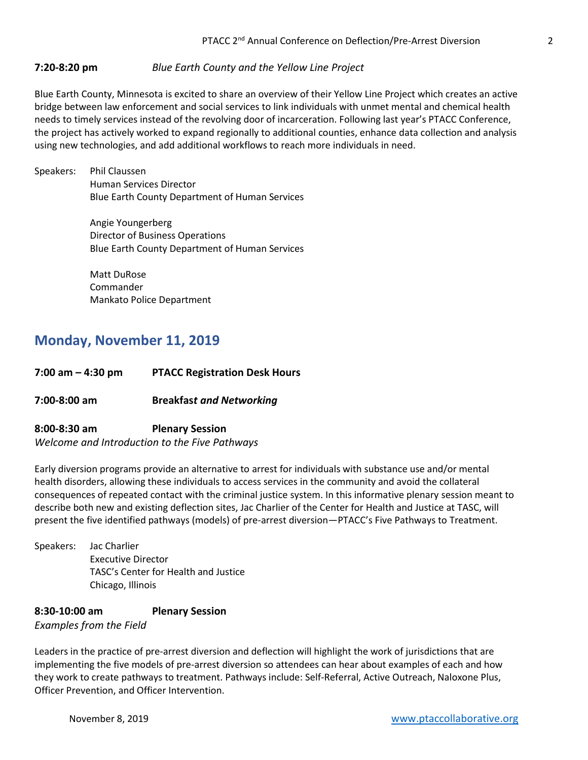**7:20-8:20 pm** *Blue Earth County and the Yellow Line Project*

Blue Earth County, Minnesota is excited to share an overview of their Yellow Line Project which creates an active bridge between law enforcement and social services to link individuals with unmet mental and chemical health needs to timely services instead of the revolving door of incarceration. Following last year's PTACC Conference, the project has actively worked to expand regionally to additional counties, enhance data collection and analysis using new technologies, and add additional workflows to reach more individuals in need.

Speakers:

Phil Claussen
Human Services Director
Blue Earth County Department of Human Services

Angie Youngerberg
Director of Business Operations
Blue Earth County Department of Human Services

Matt DuRose
Commander
Mankato Police Department

## Monday, November 11, 2019

**7:00 am – 4:30 pm** **PTACC Registration Desk Hours**

**7:00-8:00 am** **Breakfast *and Networking***

**8:00-8:30 am** **Plenary Session**
*Welcome and Introduction to the Five Pathways*

Early diversion programs provide an alternative to arrest for individuals with substance use and/or mental health disorders, allowing these individuals to access services in the community and avoid the collateral consequences of repeated contact with the criminal justice system. In this informative plenary session meant to describe both new and existing deflection sites, Jac Charlier of the Center for Health and Justice at TASC, will present the five identified pathways (models) of pre-arrest diversion—PTACC's Five Pathways to Treatment.

Speakers:

Jac Charlier
Executive Director
TASC's Center for Health and Justice
Chicago, Illinois

**8:30-10:00 am** **Plenary Session**
*Examples from the Field*

Leaders in the practice of pre-arrest diversion and deflection will highlight the work of jurisdictions that are implementing the five models of pre-arrest diversion so attendees can hear about examples of each and how they work to create pathways to treatment. Pathways include: Self-Referral, Active Outreach, Naloxone Plus, Officer Prevention, and Officer Intervention.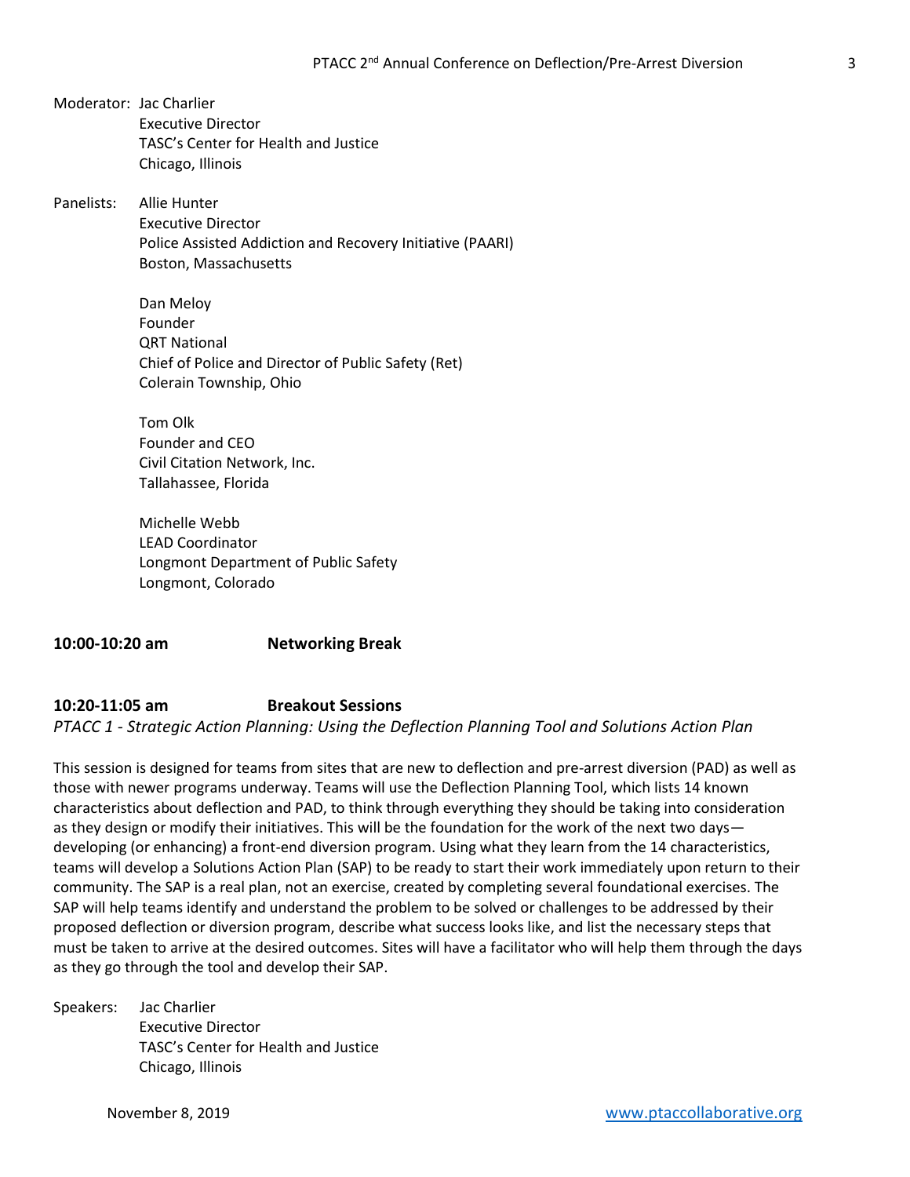Moderator: Jac Charlier
Executive Director
TASC's Center for Health and Justice
Chicago, Illinois

Panelists: Allie Hunter
Executive Director
Police Assisted Addiction and Recovery Initiative (PAARI)
Boston, Massachusetts

Dan Meloy
Founder
QRT National
Chief of Police and Director of Public Safety (Ret)
Colerain Township, Ohio

Tom Olk
Founder and CEO
Civil Citation Network, Inc.
Tallahassee, Florida

Michelle Webb
LEAD Coordinator
Longmont Department of Public Safety
Longmont, Colorado

**10:00-10:20 am Networking Break**

**10:20-11:05 am Breakout Sessions**

*PTACC 1 - Strategic Action Planning: Using the Deflection Planning Tool and Solutions Action Plan*

This session is designed for teams from sites that are new to deflection and pre-arrest diversion (PAD) as well as those with newer programs underway. Teams will use the Deflection Planning Tool, which lists 14 known characteristics about deflection and PAD, to think through everything they should be taking into consideration as they design or modify their initiatives. This will be the foundation for the work of the next two days—developing (or enhancing) a front-end diversion program. Using what they learn from the 14 characteristics, teams will develop a Solutions Action Plan (SAP) to be ready to start their work immediately upon return to their community. The SAP is a real plan, not an exercise, created by completing several foundational exercises. The SAP will help teams identify and understand the problem to be solved or challenges to be addressed by their proposed deflection or diversion program, describe what success looks like, and list the necessary steps that must be taken to arrive at the desired outcomes. Sites will have a facilitator who will help them through the days as they go through the tool and develop their SAP.

Speakers: Jac Charlier
Executive Director
TASC's Center for Health and Justice
Chicago, Illinois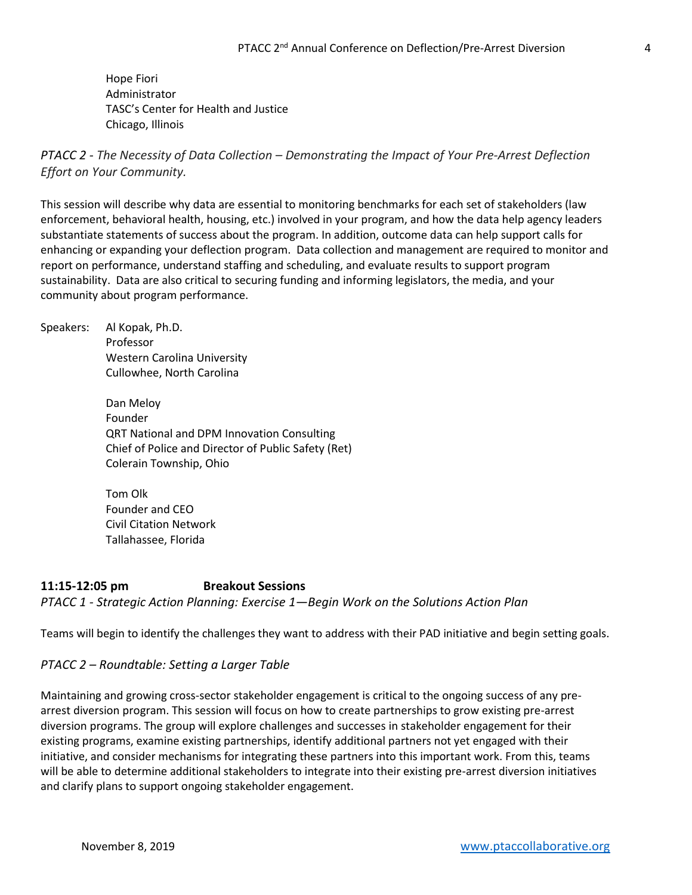Hope Fiori
Administrator
TASC's Center for Health and Justice
Chicago, Illinois

*PTACC 2 - The Necessity of Data Collection – Demonstrating the Impact of Your Pre-Arrest Deflection Effort on Your Community.*

This session will describe why data are essential to monitoring benchmarks for each set of stakeholders (law enforcement, behavioral health, housing, etc.) involved in your program, and how the data help agency leaders substantiate statements of success about the program. In addition, outcome data can help support calls for enhancing or expanding your deflection program. Data collection and management are required to monitor and report on performance, understand staffing and scheduling, and evaluate results to support program sustainability. Data are also critical to securing funding and informing legislators, the media, and your community about program performance.

Speakers: Al Kopak, Ph.D.
Professor
Western Carolina University
Cullowhee, North Carolina

Dan Meloy
Founder
QRT National and DPM Innovation Consulting
Chief of Police and Director of Public Safety (Ret)
Colerain Township, Ohio

Tom Olk
Founder and CEO
Civil Citation Network
Tallahassee, Florida

**11:15-12:05 pm Breakout Sessions**

*PTACC 1 - Strategic Action Planning: Exercise 1—Begin Work on the Solutions Action Plan*

Teams will begin to identify the challenges they want to address with their PAD initiative and begin setting goals.

*PTACC 2 – Roundtable: Setting a Larger Table*

Maintaining and growing cross-sector stakeholder engagement is critical to the ongoing success of any pre-arrest diversion program. This session will focus on how to create partnerships to grow existing pre-arrest diversion programs. The group will explore challenges and successes in stakeholder engagement for their existing programs, examine existing partnerships, identify additional partners not yet engaged with their initiative, and consider mechanisms for integrating these partners into this important work. From this, teams will be able to determine additional stakeholders to integrate into their existing pre-arrest diversion initiatives and clarify plans to support ongoing stakeholder engagement.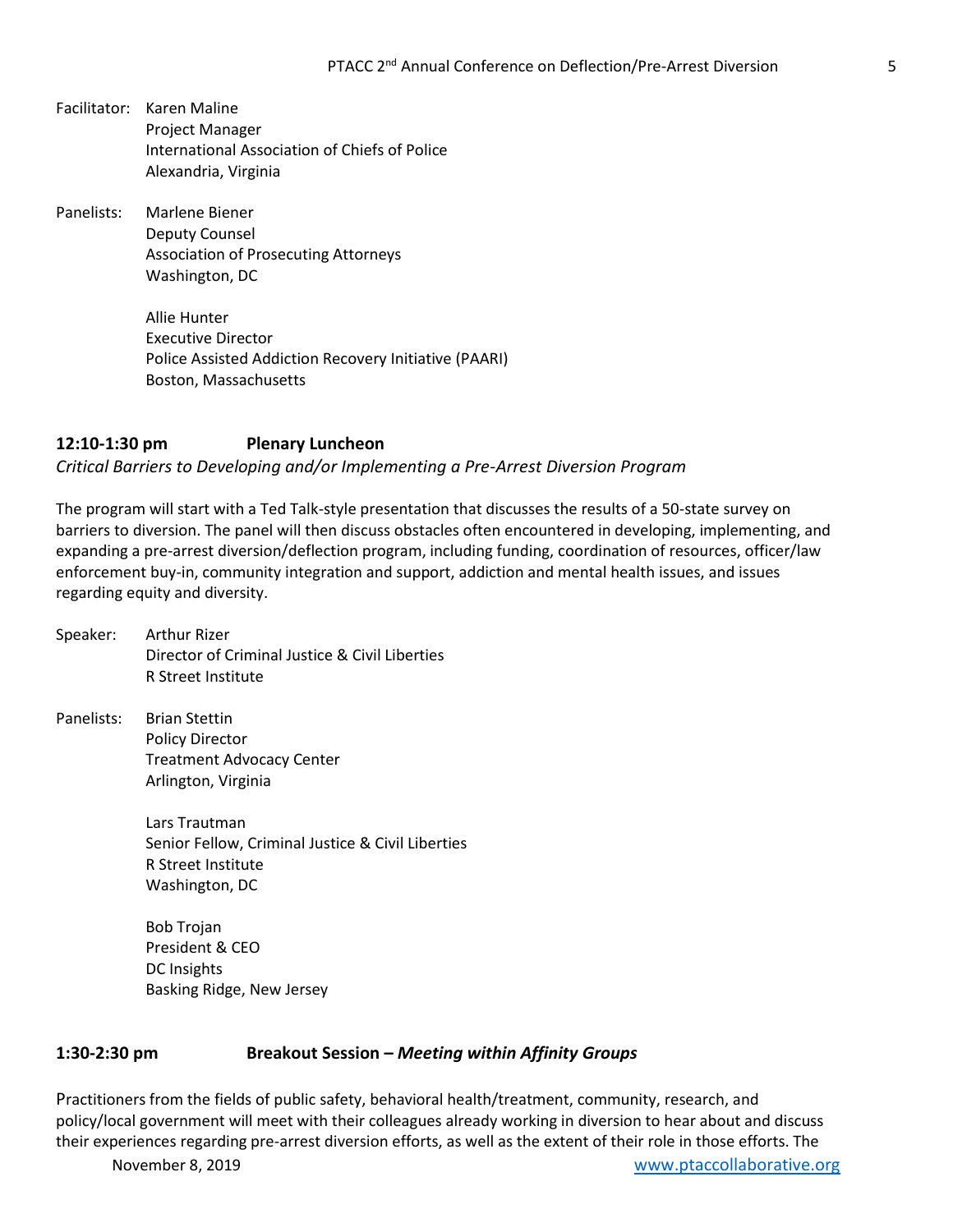Facilitator: Karen Maline
Project Manager
International Association of Chiefs of Police
Alexandria, Virginia

Panelists: Marlene Biener
Deputy Counsel
Association of Prosecuting Attorneys
Washington, DC

Allie Hunter
Executive Director
Police Assisted Addiction Recovery Initiative (PAARI)
Boston, Massachusetts

**12:10-1:30 pm Plenary Luncheon**

*Critical Barriers to Developing and/or Implementing a Pre-Arrest Diversion Program*

The program will start with a Ted Talk-style presentation that discusses the results of a 50-state survey on barriers to diversion. The panel will then discuss obstacles often encountered in developing, implementing, and expanding a pre-arrest diversion/deflection program, including funding, coordination of resources, officer/law enforcement buy-in, community integration and support, addiction and mental health issues, and issues regarding equity and diversity.

Speaker: Arthur Rizer
Director of Criminal Justice & Civil Liberties
R Street Institute

Panelists: Brian Stettin
Policy Director
Treatment Advocacy Center
Arlington, Virginia

Lars Trautman
Senior Fellow, Criminal Justice & Civil Liberties
R Street Institute
Washington, DC

Bob Trojan
President & CEO
DC Insights
Basking Ridge, New Jersey

**1:30-2:30 pm Breakout Session – *Meeting within Affinity Groups***

Practitioners from the fields of public safety, behavioral health/treatment, community, research, and policy/local government will meet with their colleagues already working in diversion to hear about and discuss their experiences regarding pre-arrest diversion efforts, as well as the extent of their role in those efforts. The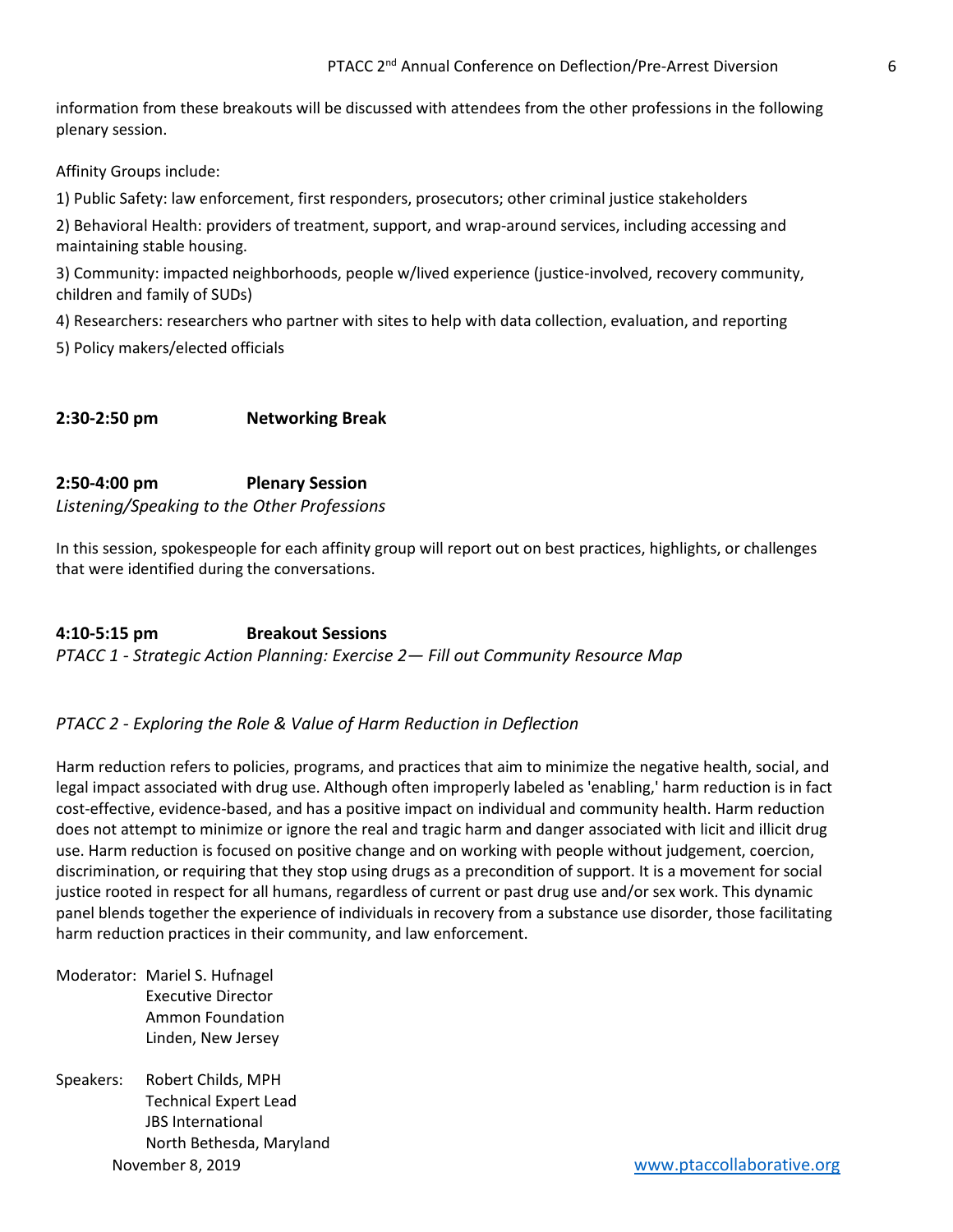information from these breakouts will be discussed with attendees from the other professions in the following plenary session.

Affinity Groups include:

1) Public Safety: law enforcement, first responders, prosecutors; other criminal justice stakeholders

2) Behavioral Health: providers of treatment, support, and wrap-around services, including accessing and maintaining stable housing.

3) Community: impacted neighborhoods, people w/lived experience (justice-involved, recovery community, children and family of SUDs)

4) Researchers: researchers who partner with sites to help with data collection, evaluation, and reporting

5) Policy makers/elected officials

**2:30-2:50 pm Networking Break**

**2:50-4:00 pm Plenary Session**

*Listening/Speaking to the Other Professions*

In this session, spokespeople for each affinity group will report out on best practices, highlights, or challenges that were identified during the conversations.

**4:10-5:15 pm Breakout Sessions**

*PTACC 1 - Strategic Action Planning: Exercise 2— Fill out Community Resource Map*

*PTACC 2 - Exploring the Role & Value of Harm Reduction in Deflection*

Harm reduction refers to policies, programs, and practices that aim to minimize the negative health, social, and legal impact associated with drug use. Although often improperly labeled as 'enabling,' harm reduction is in fact cost-effective, evidence-based, and has a positive impact on individual and community health. Harm reduction does not attempt to minimize or ignore the real and tragic harm and danger associated with licit and illicit drug use. Harm reduction is focused on positive change and on working with people without judgement, coercion, discrimination, or requiring that they stop using drugs as a precondition of support. It is a movement for social justice rooted in respect for all humans, regardless of current or past drug use and/or sex work. This dynamic panel blends together the experience of individuals in recovery from a substance use disorder, those facilitating harm reduction practices in their community, and law enforcement.

Moderator: Mariel S. Hufnagel
Executive Director
Ammon Foundation
Linden, New Jersey

Speakers: Robert Childs, MPH
Technical Expert Lead
JBS International
North Bethesda, Maryland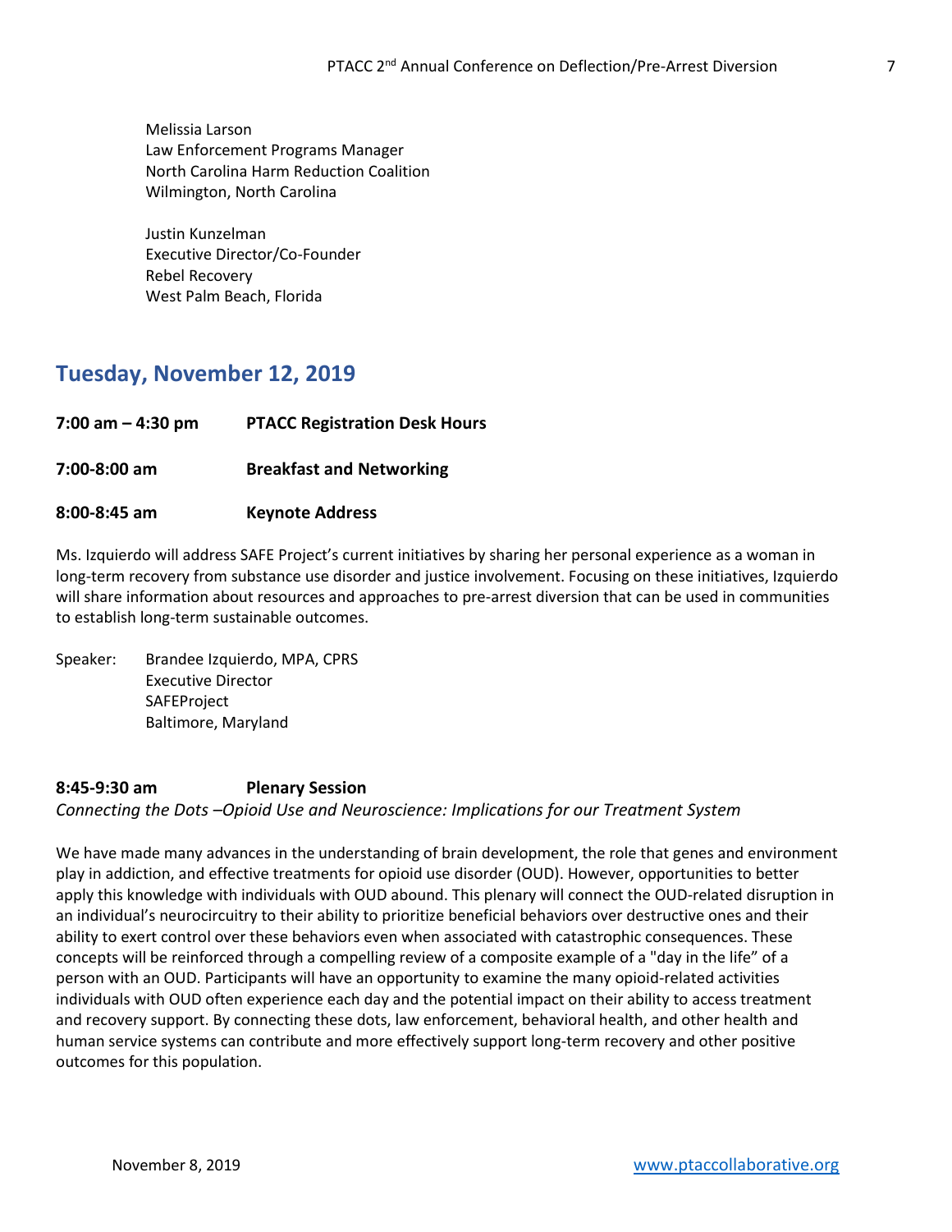Melissia Larson
Law Enforcement Programs Manager
North Carolina Harm Reduction Coalition
Wilmington, North Carolina

Justin Kunzelman
Executive Director/Co-Founder
Rebel Recovery
West Palm Beach, Florida

## Tuesday, November 12, 2019

**7:00 am – 4:30 pm PTACC Registration Desk Hours**

**7:00-8:00 am Breakfast and Networking**

**8:00-8:45 am Keynote Address**

Ms. Izquierdo will address SAFE Project's current initiatives by sharing her personal experience as a woman in long-term recovery from substance use disorder and justice involvement. Focusing on these initiatives, Izquierdo will share information about resources and approaches to pre-arrest diversion that can be used in communities to establish long-term sustainable outcomes.

Speaker: Brandee Izquierdo, MPA, CPRS
Executive Director
SAFEProject
Baltimore, Maryland

**8:45-9:30 am Plenary Session**

*Connecting the Dots –Opioid Use and Neuroscience: Implications for our Treatment System*

We have made many advances in the understanding of brain development, the role that genes and environment play in addiction, and effective treatments for opioid use disorder (OUD). However, opportunities to better apply this knowledge with individuals with OUD abound. This plenary will connect the OUD-related disruption in an individual's neurocircuitry to their ability to prioritize beneficial behaviors over destructive ones and their ability to exert control over these behaviors even when associated with catastrophic consequences. These concepts will be reinforced through a compelling review of a composite example of a "day in the life" of a person with an OUD. Participants will have an opportunity to examine the many opioid-related activities individuals with OUD often experience each day and the potential impact on their ability to access treatment and recovery support. By connecting these dots, law enforcement, behavioral health, and other health and human service systems can contribute and more effectively support long-term recovery and other positive outcomes for this population.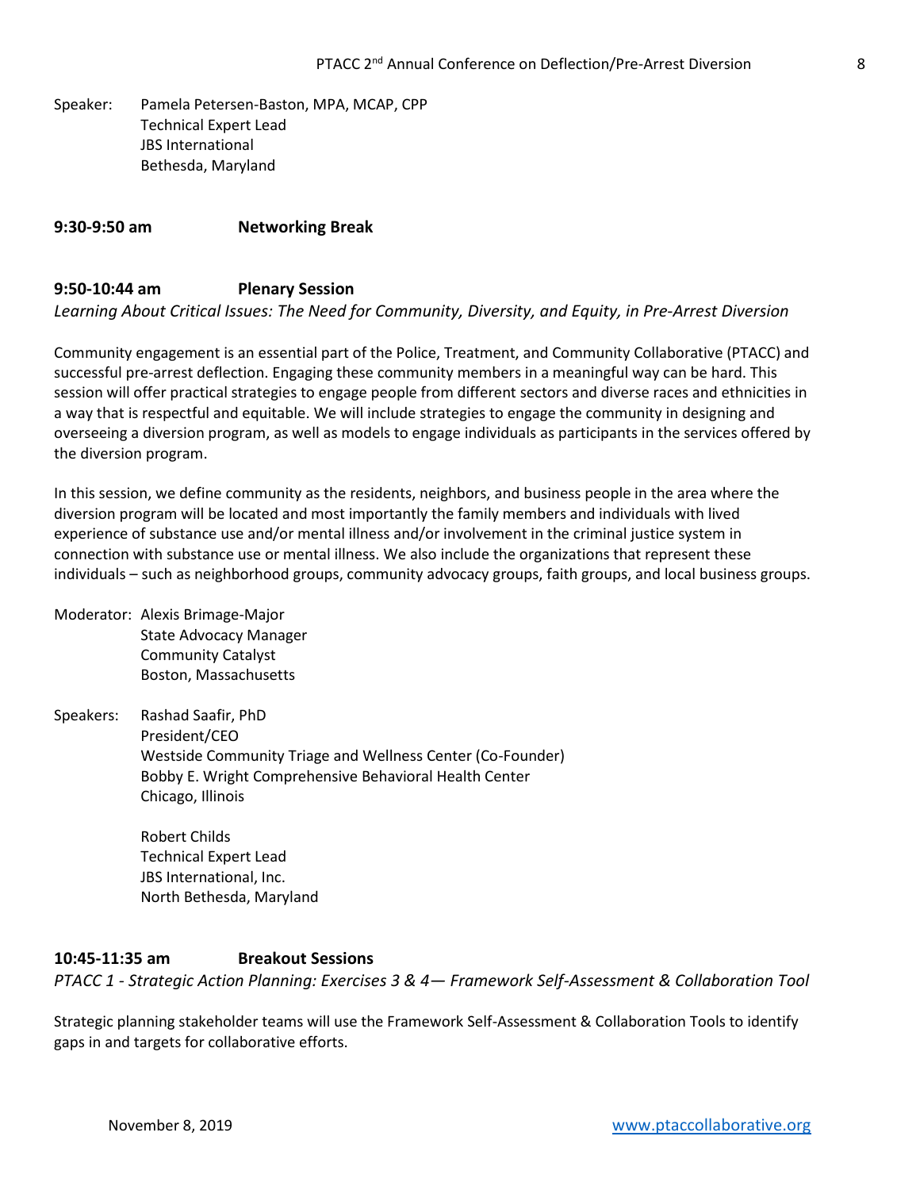Speaker: Pamela Petersen-Baston, MPA, MCAP, CPP
Technical Expert Lead
JBS International
Bethesda, Maryland

**9:30-9:50 am Networking Break**

**9:50-10:44 am Plenary Session**

*Learning About Critical Issues: The Need for Community, Diversity, and Equity, in Pre-Arrest Diversion*

Community engagement is an essential part of the Police, Treatment, and Community Collaborative (PTACC) and successful pre-arrest deflection. Engaging these community members in a meaningful way can be hard. This session will offer practical strategies to engage people from different sectors and diverse races and ethnicities in a way that is respectful and equitable. We will include strategies to engage the community in designing and overseeing a diversion program, as well as models to engage individuals as participants in the services offered by the diversion program.

In this session, we define community as the residents, neighbors, and business people in the area where the diversion program will be located and most importantly the family members and individuals with lived experience of substance use and/or mental illness and/or involvement in the criminal justice system in connection with substance use or mental illness. We also include the organizations that represent these individuals – such as neighborhood groups, community advocacy groups, faith groups, and local business groups.

Moderator: Alexis Brimage-Major
State Advocacy Manager
Community Catalyst
Boston, Massachusetts

Speakers: Rashad Saafir, PhD
President/CEO
Westside Community Triage and Wellness Center (Co-Founder)
Bobby E. Wright Comprehensive Behavioral Health Center
Chicago, Illinois

Robert Childs
Technical Expert Lead
JBS International, Inc.
North Bethesda, Maryland

**10:45-11:35 am Breakout Sessions**

*PTACC 1 - Strategic Action Planning: Exercises 3 & 4— Framework Self-Assessment & Collaboration Tool*

Strategic planning stakeholder teams will use the Framework Self-Assessment & Collaboration Tools to identify gaps in and targets for collaborative efforts.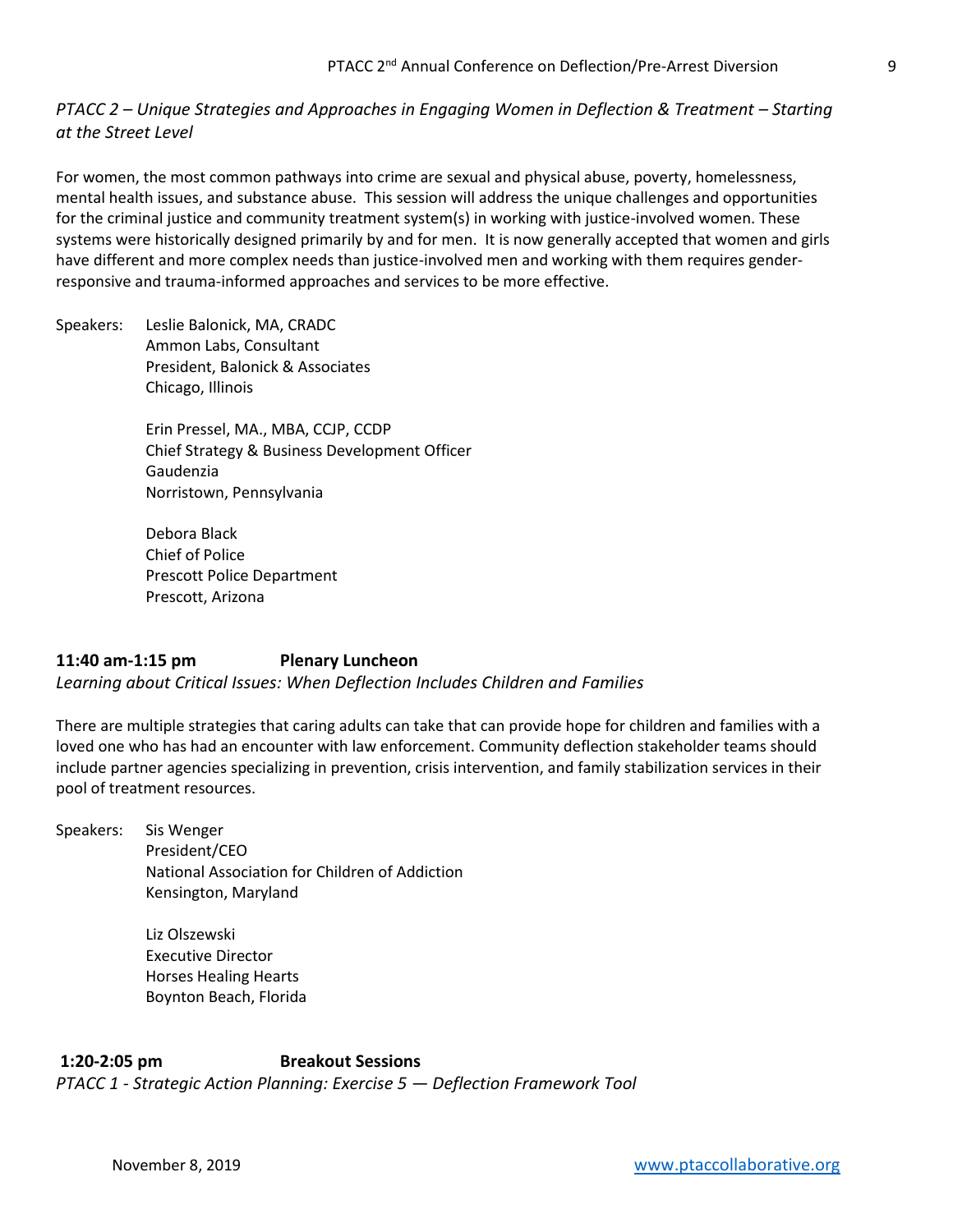*PTACC 2 – Unique Strategies and Approaches in Engaging Women in Deflection & Treatment – Starting at the Street Level*

For women, the most common pathways into crime are sexual and physical abuse, poverty, homelessness, mental health issues, and substance abuse. This session will address the unique challenges and opportunities for the criminal justice and community treatment system(s) in working with justice-involved women. These systems were historically designed primarily by and for men. It is now generally accepted that women and girls have different and more complex needs than justice-involved men and working with them requires gender-responsive and trauma-informed approaches and services to be more effective.

Speakers: Leslie Balonick, MA, CRADC
Ammon Labs, Consultant
President, Balonick & Associates
Chicago, Illinois

Erin Pressel, MA., MBA, CCJP, CCDP
Chief Strategy & Business Development Officer
Gaudenzia
Norristown, Pennsylvania

Debora Black
Chief of Police
Prescott Police Department
Prescott, Arizona

**11:40 am-1:15 pm Plenary Luncheon**

*Learning about Critical Issues: When Deflection Includes Children and Families*

There are multiple strategies that caring adults can take that can provide hope for children and families with a loved one who has had an encounter with law enforcement. Community deflection stakeholder teams should include partner agencies specializing in prevention, crisis intervention, and family stabilization services in their pool of treatment resources.

Speakers: Sis Wenger
President/CEO
National Association for Children of Addiction
Kensington, Maryland

Liz Olszewski
Executive Director
Horses Healing Hearts
Boynton Beach, Florida

**1:20-2:05 pm Breakout Sessions**

*PTACC 1 - Strategic Action Planning: Exercise 5 — Deflection Framework Tool*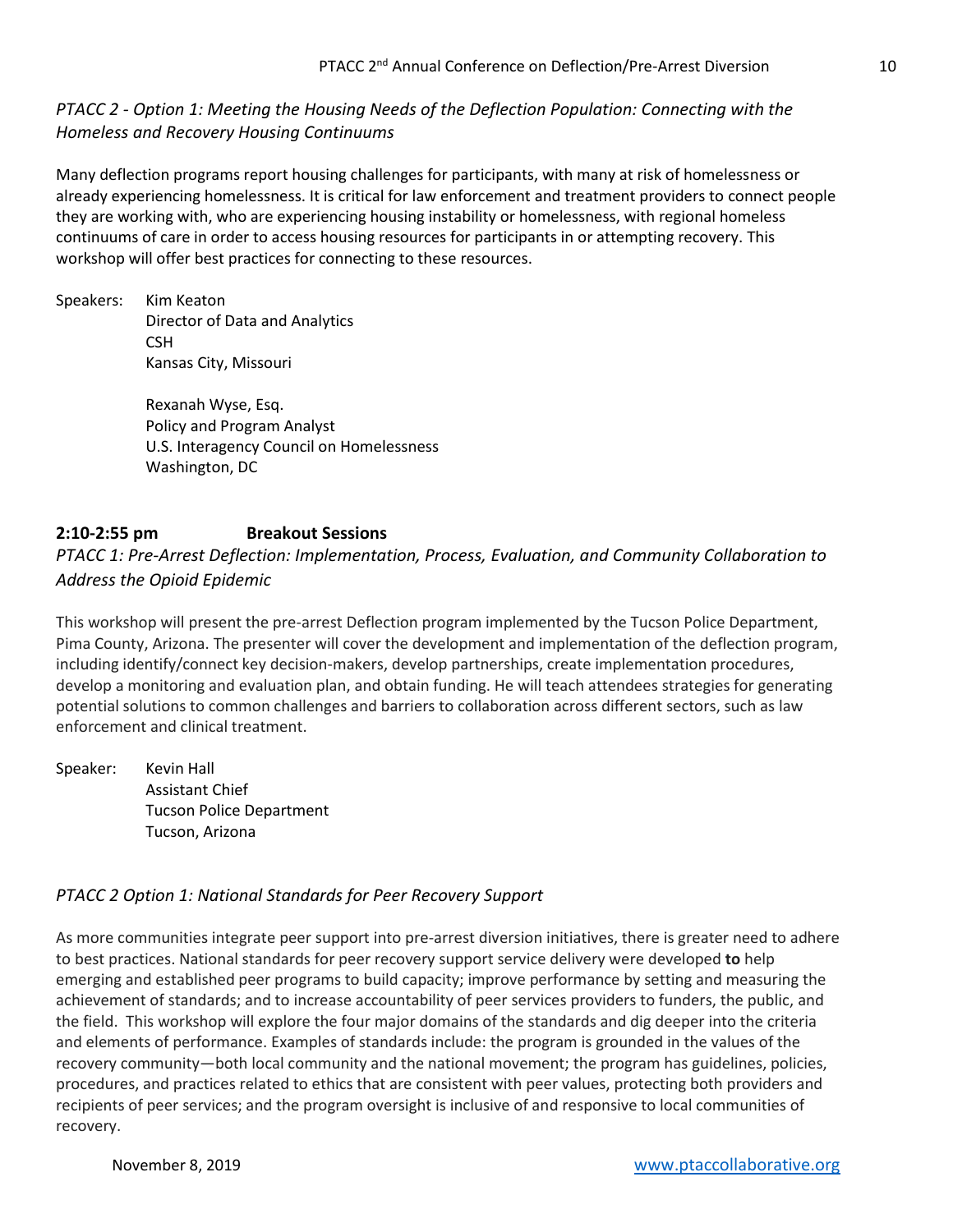*PTACC 2 - Option 1: Meeting the Housing Needs of the Deflection Population: Connecting with the Homeless and Recovery Housing Continuums*

Many deflection programs report housing challenges for participants, with many at risk of homelessness or already experiencing homelessness. It is critical for law enforcement and treatment providers to connect people they are working with, who are experiencing housing instability or homelessness, with regional homeless continuums of care in order to access housing resources for participants in or attempting recovery. This workshop will offer best practices for connecting to these resources.

Speakers: Kim Keaton
Director of Data and Analytics
CSH
Kansas City, Missouri

Rexanah Wyse, Esq.
Policy and Program Analyst
U.S. Interagency Council on Homelessness
Washington, DC

**2:10-2:55 pm Breakout Sessions**

*PTACC 1: Pre-Arrest Deflection: Implementation, Process, Evaluation, and Community Collaboration to Address the Opioid Epidemic*

This workshop will present the pre-arrest Deflection program implemented by the Tucson Police Department, Pima County, Arizona. The presenter will cover the development and implementation of the deflection program, including identify/connect key decision-makers, develop partnerships, create implementation procedures, develop a monitoring and evaluation plan, and obtain funding. He will teach attendees strategies for generating potential solutions to common challenges and barriers to collaboration across different sectors, such as law enforcement and clinical treatment.

Speaker: Kevin Hall
Assistant Chief
Tucson Police Department
Tucson, Arizona

*PTACC 2 Option 1: National Standards for Peer Recovery Support*

As more communities integrate peer support into pre-arrest diversion initiatives, there is greater need to adhere to best practices. National standards for peer recovery support service delivery were developed **to** help emerging and established peer programs to build capacity; improve performance by setting and measuring the achievement of standards; and to increase accountability of peer services providers to funders, the public, and the field. This workshop will explore the four major domains of the standards and dig deeper into the criteria and elements of performance. Examples of standards include: the program is grounded in the values of the recovery community—both local community and the national movement; the program has guidelines, policies, procedures, and practices related to ethics that are consistent with peer values, protecting both providers and recipients of peer services; and the program oversight is inclusive of and responsive to local communities of recovery.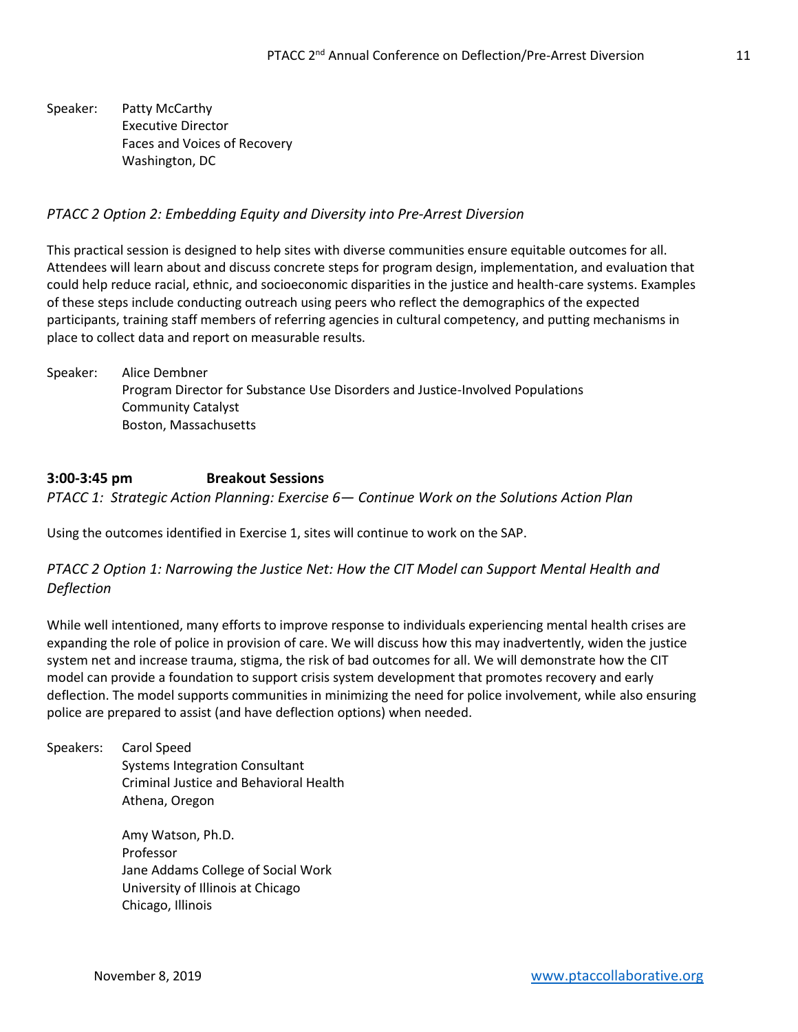Speaker: Patty McCarthy
Executive Director
Faces and Voices of Recovery
Washington, DC

*PTACC 2 Option 2: Embedding Equity and Diversity into Pre-Arrest Diversion*

This practical session is designed to help sites with diverse communities ensure equitable outcomes for all. Attendees will learn about and discuss concrete steps for program design, implementation, and evaluation that could help reduce racial, ethnic, and socioeconomic disparities in the justice and health-care systems. Examples of these steps include conducting outreach using peers who reflect the demographics of the expected participants, training staff members of referring agencies in cultural competency, and putting mechanisms in place to collect data and report on measurable results.

Speaker: Alice Dembner
Program Director for Substance Use Disorders and Justice-Involved Populations
Community Catalyst
Boston, Massachusetts

**3:00-3:45 pm Breakout Sessions**

*PTACC 1: Strategic Action Planning: Exercise 6— Continue Work on the Solutions Action Plan*

Using the outcomes identified in Exercise 1, sites will continue to work on the SAP.

*PTACC 2 Option 1: Narrowing the Justice Net: How the CIT Model can Support Mental Health and Deflection*

While well intentioned, many efforts to improve response to individuals experiencing mental health crises are expanding the role of police in provision of care. We will discuss how this may inadvertently, widen the justice system net and increase trauma, stigma, the risk of bad outcomes for all. We will demonstrate how the CIT model can provide a foundation to support crisis system development that promotes recovery and early deflection. The model supports communities in minimizing the need for police involvement, while also ensuring police are prepared to assist (and have deflection options) when needed.

Speakers: Carol Speed
Systems Integration Consultant
Criminal Justice and Behavioral Health
Athena, Oregon

Amy Watson, Ph.D.
Professor
Jane Addams College of Social Work
University of Illinois at Chicago
Chicago, Illinois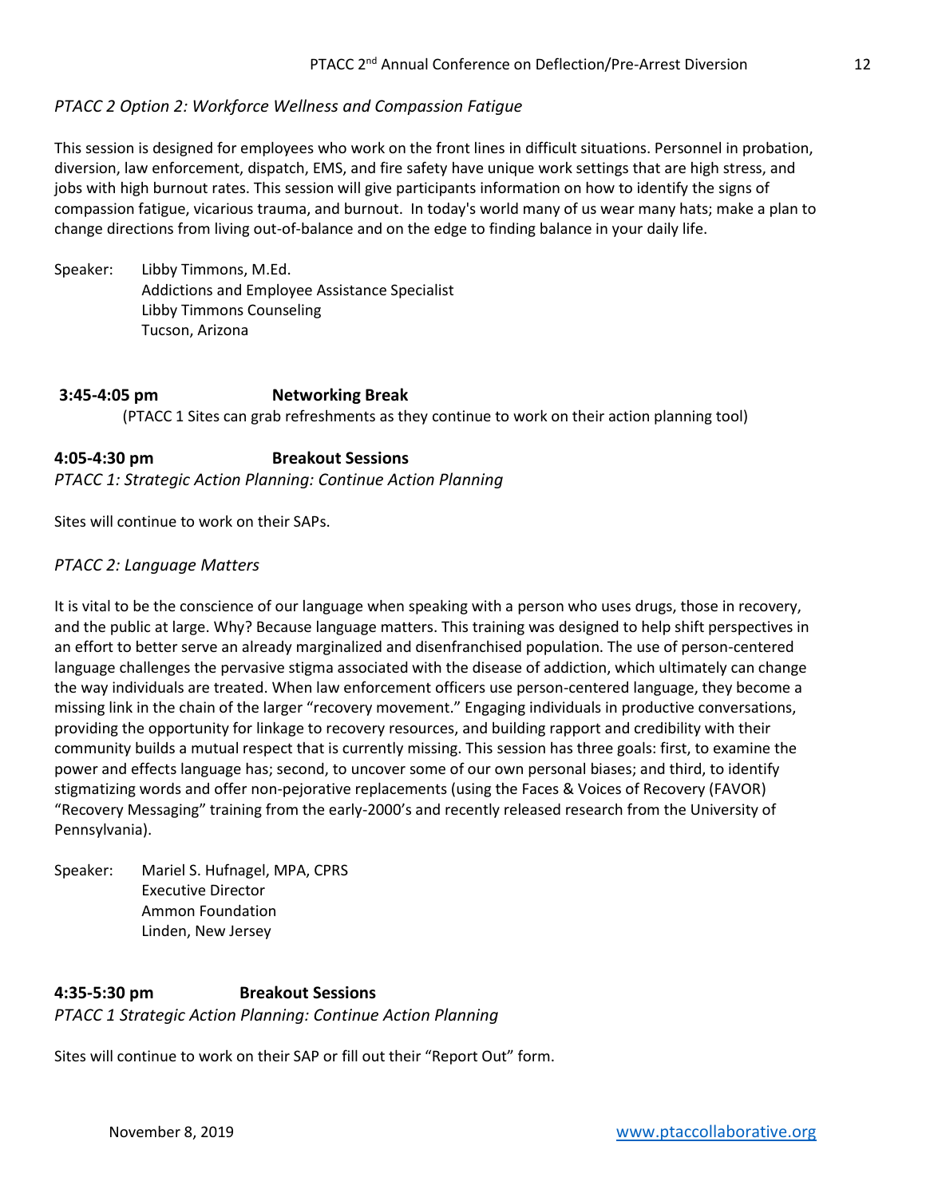*PTACC 2 Option 2: Workforce Wellness and Compassion Fatigue*

This session is designed for employees who work on the front lines in difficult situations. Personnel in probation, diversion, law enforcement, dispatch, EMS, and fire safety have unique work settings that are high stress, and jobs with high burnout rates. This session will give participants information on how to identify the signs of compassion fatigue, vicarious trauma, and burnout. In today's world many of us wear many hats; make a plan to change directions from living out-of-balance and on the edge to finding balance in your daily life.

Speaker: Libby Timmons, M.Ed.
Addictions and Employee Assistance Specialist
Libby Timmons Counseling
Tucson, Arizona

**3:45-4:05 pm Networking Break**

(PTACC 1 Sites can grab refreshments as they continue to work on their action planning tool)

**4:05-4:30 pm Breakout Sessions**

*PTACC 1: Strategic Action Planning: Continue Action Planning*

Sites will continue to work on their SAPs.

*PTACC 2: Language Matters*

It is vital to be the conscience of our language when speaking with a person who uses drugs, those in recovery, and the public at large. Why? Because language matters. This training was designed to help shift perspectives in an effort to better serve an already marginalized and disenfranchised population. The use of person-centered language challenges the pervasive stigma associated with the disease of addiction, which ultimately can change the way individuals are treated. When law enforcement officers use person-centered language, they become a missing link in the chain of the larger "recovery movement." Engaging individuals in productive conversations, providing the opportunity for linkage to recovery resources, and building rapport and credibility with their community builds a mutual respect that is currently missing. This session has three goals: first, to examine the power and effects language has; second, to uncover some of our own personal biases; and third, to identify stigmatizing words and offer non-pejorative replacements (using the Faces & Voices of Recovery (FAVOR) "Recovery Messaging" training from the early-2000's and recently released research from the University of Pennsylvania).

Speaker: Mariel S. Hufnagel, MPA, CPRS
Executive Director
Ammon Foundation
Linden, New Jersey

**4:35-5:30 pm Breakout Sessions**

*PTACC 1 Strategic Action Planning: Continue Action Planning*

Sites will continue to work on their SAP or fill out their "Report Out" form.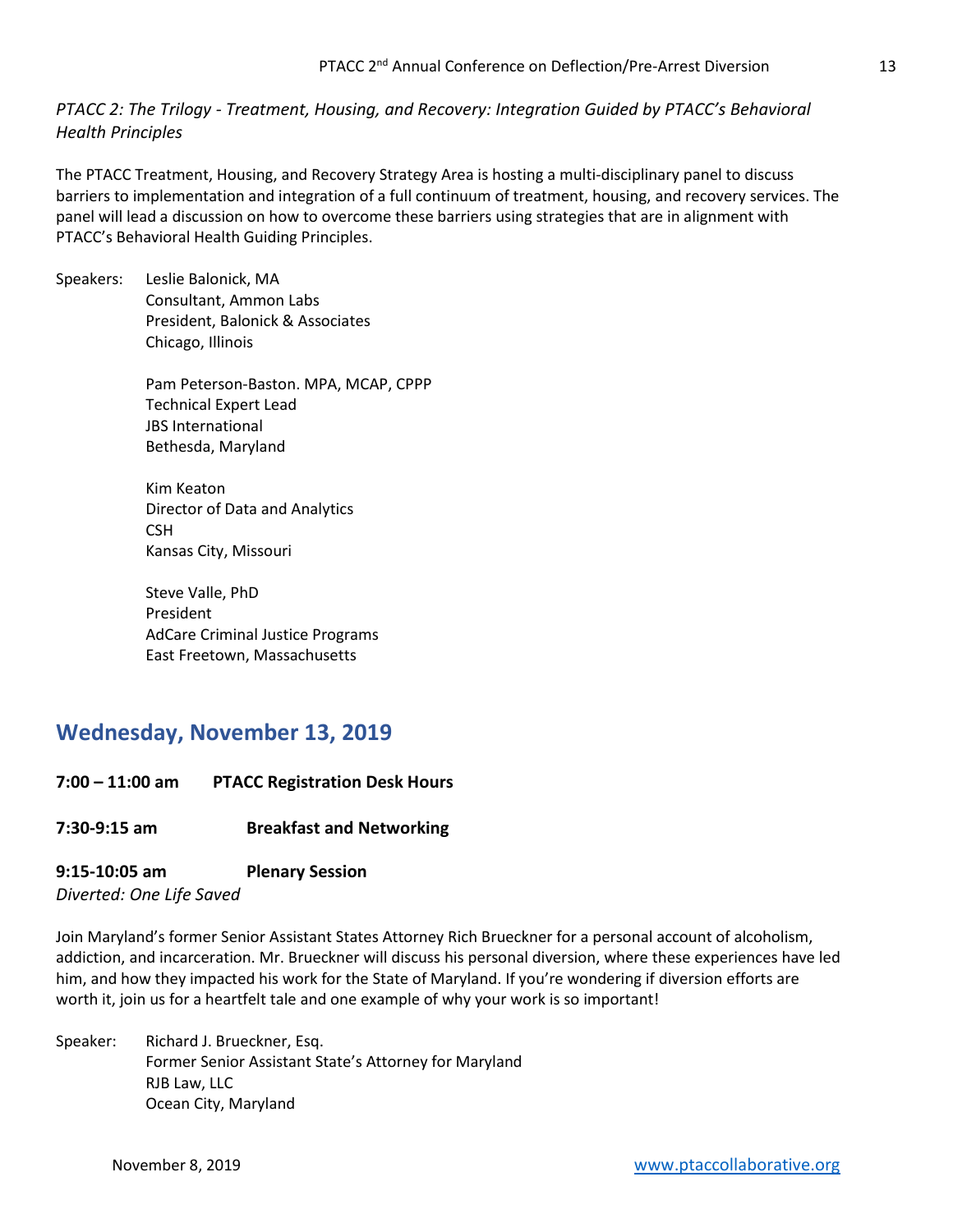*PTACC 2: The Trilogy - Treatment, Housing, and Recovery: Integration Guided by PTACC's Behavioral Health Principles*

The PTACC Treatment, Housing, and Recovery Strategy Area is hosting a multi-disciplinary panel to discuss barriers to implementation and integration of a full continuum of treatment, housing, and recovery services. The panel will lead a discussion on how to overcome these barriers using strategies that are in alignment with PTACC's Behavioral Health Guiding Principles.

Speakers:
Leslie Balonick, MA
Consultant, Ammon Labs
President, Balonick & Associates
Chicago, Illinois

Pam Peterson-Baston. MPA, MCAP, CPPP
Technical Expert Lead
JBS International
Bethesda, Maryland

Kim Keaton
Director of Data and Analytics
CSH
Kansas City, Missouri

Steve Valle, PhD
President
AdCare Criminal Justice Programs
East Freetown, Massachusetts

## Wednesday, November 13, 2019

**7:00 – 11:00 am PTACC Registration Desk Hours**

**7:30-9:15 am Breakfast and Networking**

**9:15-10:05 am Plenary Session**

*Diverted: One Life Saved*

Join Maryland's former Senior Assistant States Attorney Rich Brueckner for a personal account of alcoholism, addiction, and incarceration. Mr. Brueckner will discuss his personal diversion, where these experiences have led him, and how they impacted his work for the State of Maryland. If you're wondering if diversion efforts are worth it, join us for a heartfelt tale and one example of why your work is so important!

Speaker:
Richard J. Brueckner, Esq.
Former Senior Assistant State's Attorney for Maryland
RJB Law, LLC
Ocean City, Maryland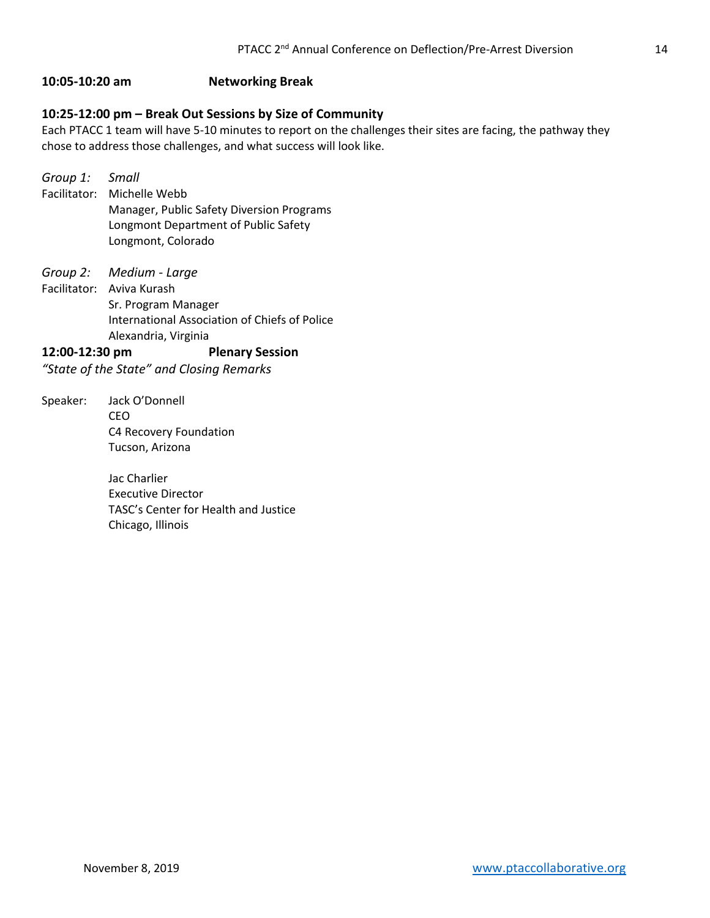**10:05-10:20 am Networking Break**

**10:25-12:00 pm – Break Out Sessions by Size of Community**

Each PTACC 1 team will have 5-10 minutes to report on the challenges their sites are facing, the pathway they chose to address those challenges, and what success will look like.

*Group 1: Small*

Facilitator: Michelle Webb
Manager, Public Safety Diversion Programs
Longmont Department of Public Safety
Longmont, Colorado

*Group 2: Medium - Large*

Facilitator: Aviva Kurash
Sr. Program Manager
International Association of Chiefs of Police
Alexandria, Virginia

**12:00-12:30 pm Plenary Session**

*"State of the State" and Closing Remarks*

Speaker: Jack O'Donnell
CEO
C4 Recovery Foundation
Tucson, Arizona

Jac Charlier
Executive Director
TASC's Center for Health and Justice
Chicago, Illinois